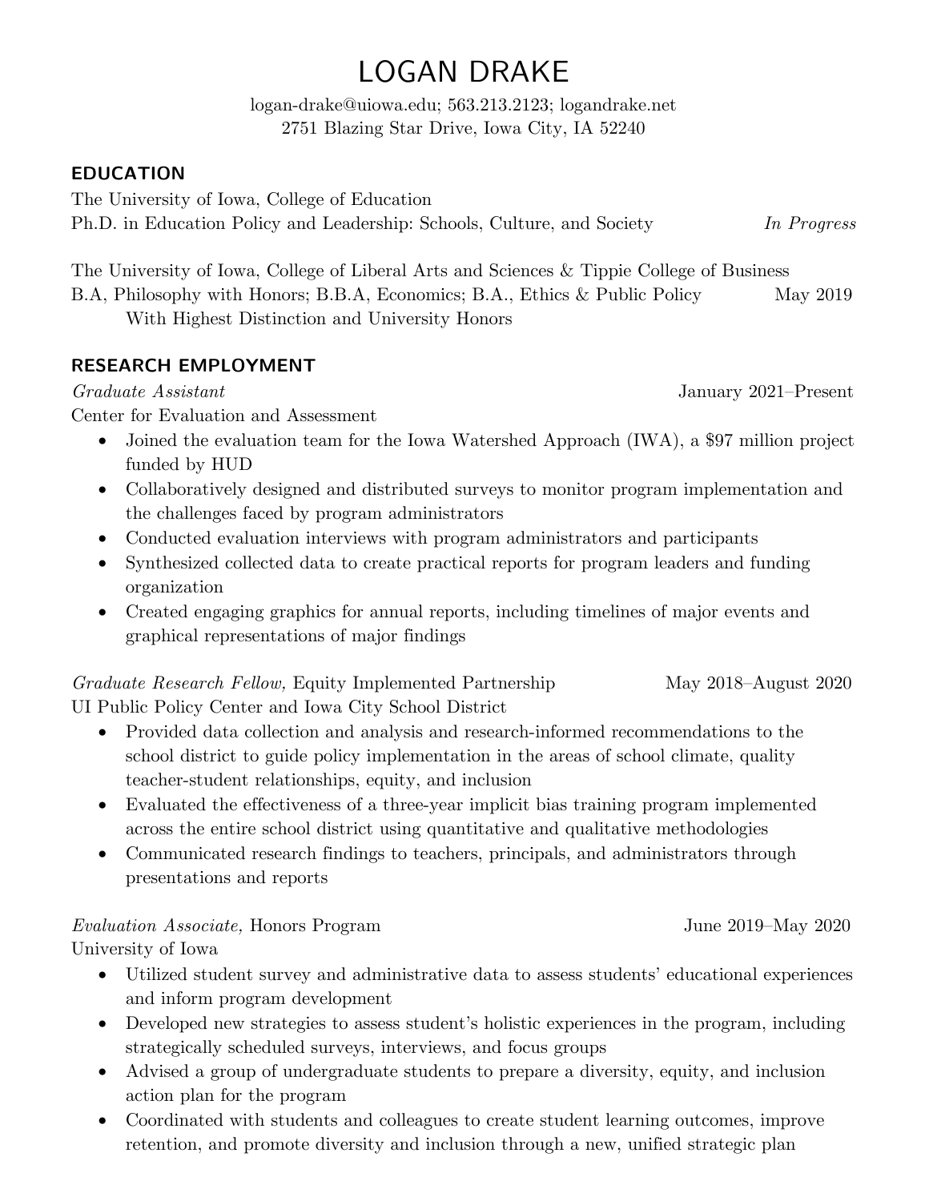# LOGAN DRAKE

logan-drake@uiowa.edu; 563.213.2123; logandrake.net
2751 Blazing Star Drive, Iowa City, IA 52240

## EDUCATION

The University of Iowa, College of Education
Ph.D. in Education Policy and Leadership: Schools, Culture, and Society — *In Progress*

The University of Iowa, College of Liberal Arts and Sciences & Tippie College of Business
B.A, Philosophy with Honors; B.B.A, Economics; B.A., Ethics & Public Policy — May 2019
With Highest Distinction and University Honors

## RESEARCH EMPLOYMENT

*Graduate Assistant* — January 2021–Present
Center for Evaluation and Assessment

- Joined the evaluation team for the Iowa Watershed Approach (IWA), a $97 million project funded by HUD
- Collaboratively designed and distributed surveys to monitor program implementation and the challenges faced by program administrators
- Conducted evaluation interviews with program administrators and participants
- Synthesized collected data to create practical reports for program leaders and funding organization
- Created engaging graphics for annual reports, including timelines of major events and graphical representations of major findings

*Graduate Research Fellow,* Equity Implemented Partnership — May 2018–August 2020
UI Public Policy Center and Iowa City School District

- Provided data collection and analysis and research-informed recommendations to the school district to guide policy implementation in the areas of school climate, quality teacher-student relationships, equity, and inclusion
- Evaluated the effectiveness of a three-year implicit bias training program implemented across the entire school district using quantitative and qualitative methodologies
- Communicated research findings to teachers, principals, and administrators through presentations and reports

*Evaluation Associate,* Honors Program — June 2019–May 2020
University of Iowa

- Utilized student survey and administrative data to assess students' educational experiences and inform program development
- Developed new strategies to assess student's holistic experiences in the program, including strategically scheduled surveys, interviews, and focus groups
- Advised a group of undergraduate students to prepare a diversity, equity, and inclusion action plan for the program
- Coordinated with students and colleagues to create student learning outcomes, improve retention, and promote diversity and inclusion through a new, unified strategic plan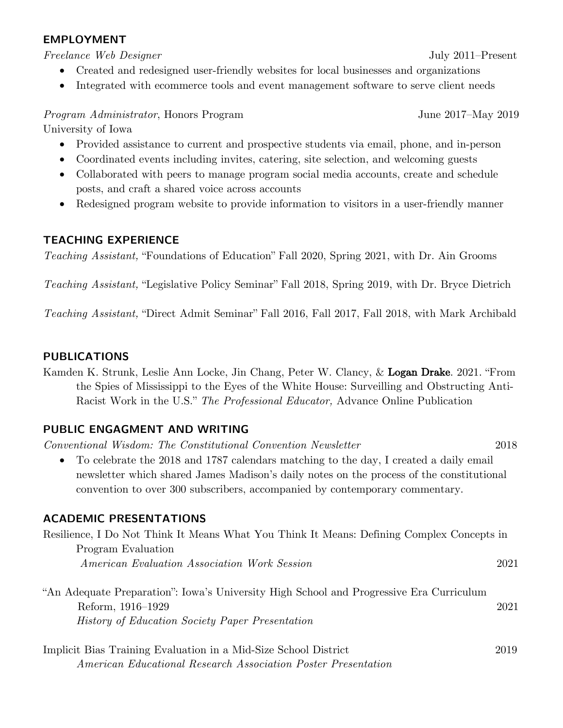## EMPLOYMENT

*Freelance Web Designer* July 2011–Present

- Created and redesigned user-friendly websites for local businesses and organizations
- Integrated with ecommerce tools and event management software to serve client needs

*Program Administrator*, Honors Program June 2017–May 2019
University of Iowa

- Provided assistance to current and prospective students via email, phone, and in-person
- Coordinated events including invites, catering, site selection, and welcoming guests
- Collaborated with peers to manage program social media accounts, create and schedule posts, and craft a shared voice across accounts
- Redesigned program website to provide information to visitors in a user-friendly manner

## TEACHING EXPERIENCE

*Teaching Assistant,* "Foundations of Education" Fall 2020, Spring 2021, with Dr. Ain Grooms

*Teaching Assistant,* "Legislative Policy Seminar" Fall 2018, Spring 2019, with Dr. Bryce Dietrich

*Teaching Assistant,* "Direct Admit Seminar" Fall 2016, Fall 2017, Fall 2018, with Mark Archibald

## PUBLICATIONS

Kamden K. Strunk, Leslie Ann Locke, Jin Chang, Peter W. Clancy, & **Logan Drake**. 2021. "From the Spies of Mississippi to the Eyes of the White House: Surveilling and Obstructing Anti-Racist Work in the U.S." *The Professional Educator,* Advance Online Publication

## PUBLIC ENGAGMENT AND WRITING

*Conventional Wisdom: The Constitutional Convention Newsletter* 2018

- To celebrate the 2018 and 1787 calendars matching to the day, I created a daily email newsletter which shared James Madison's daily notes on the process of the constitutional convention to over 300 subscribers, accompanied by contemporary commentary.

## ACADEMIC PRESENTATIONS

Resilience, I Do Not Think It Means What You Think It Means: Defining Complex Concepts in Program Evaluation
*American Evaluation Association Work Session* 2021

"An Adequate Preparation": Iowa's University High School and Progressive Era Curriculum Reform, 1916–1929 2021
*History of Education Society Paper Presentation*

Implicit Bias Training Evaluation in a Mid-Size School District 2019
*American Educational Research Association Poster Presentation*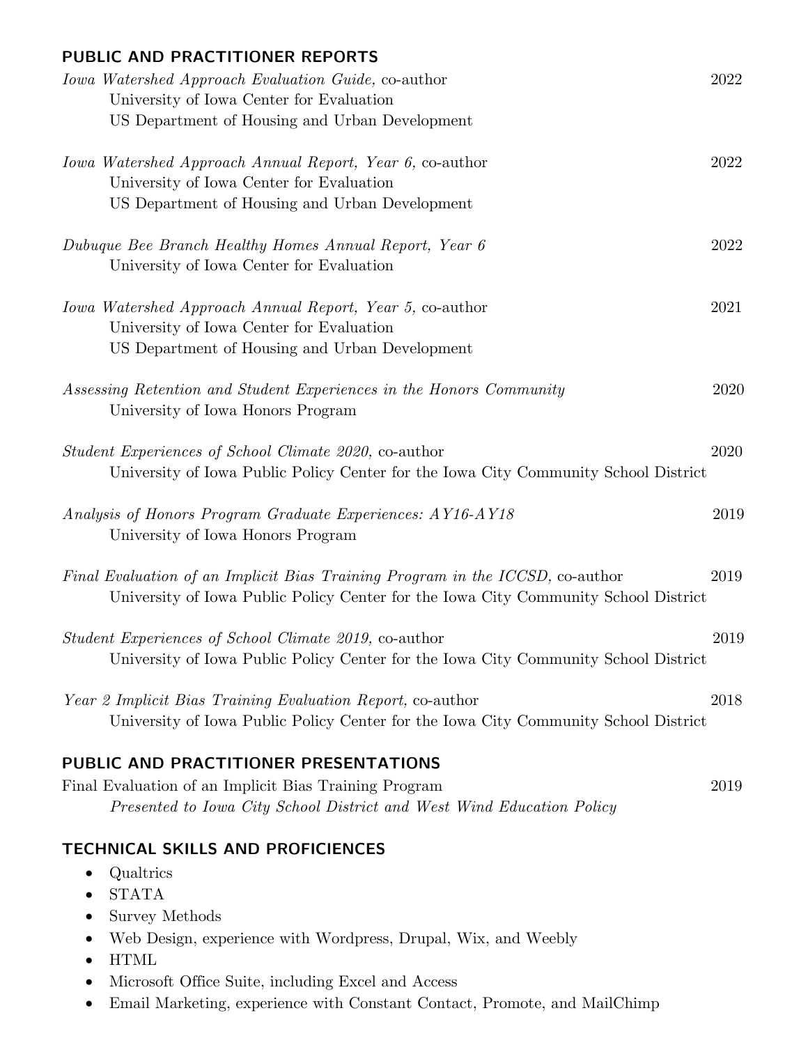## PUBLIC AND PRACTITIONER REPORTS

*Iowa Watershed Approach Evaluation Guide,* co-author — 2022
University of Iowa Center for Evaluation
US Department of Housing and Urban Development

*Iowa Watershed Approach Annual Report, Year 6,* co-author — 2022
University of Iowa Center for Evaluation
US Department of Housing and Urban Development

*Dubuque Bee Branch Healthy Homes Annual Report, Year 6* — 2022
University of Iowa Center for Evaluation

*Iowa Watershed Approach Annual Report, Year 5,* co-author — 2021
University of Iowa Center for Evaluation
US Department of Housing and Urban Development

*Assessing Retention and Student Experiences in the Honors Community* — 2020
University of Iowa Honors Program

*Student Experiences of School Climate 2020,* co-author — 2020
University of Iowa Public Policy Center for the Iowa City Community School District

*Analysis of Honors Program Graduate Experiences: AY16-AY18* — 2019
University of Iowa Honors Program

*Final Evaluation of an Implicit Bias Training Program in the ICCSD,* co-author — 2019
University of Iowa Public Policy Center for the Iowa City Community School District

*Student Experiences of School Climate 2019,* co-author — 2019
University of Iowa Public Policy Center for the Iowa City Community School District

*Year 2 Implicit Bias Training Evaluation Report,* co-author — 2018
University of Iowa Public Policy Center for the Iowa City Community School District

## PUBLIC AND PRACTITIONER PRESENTATIONS

Final Evaluation of an Implicit Bias Training Program — 2019
*Presented to Iowa City School District and West Wind Education Policy*

## TECHNICAL SKILLS AND PROFICIENCES

- Qualtrics
- STATA
- Survey Methods
- Web Design, experience with Wordpress, Drupal, Wix, and Weebly
- HTML
- Microsoft Office Suite, including Excel and Access
- Email Marketing, experience with Constant Contact, Promote, and MailChimp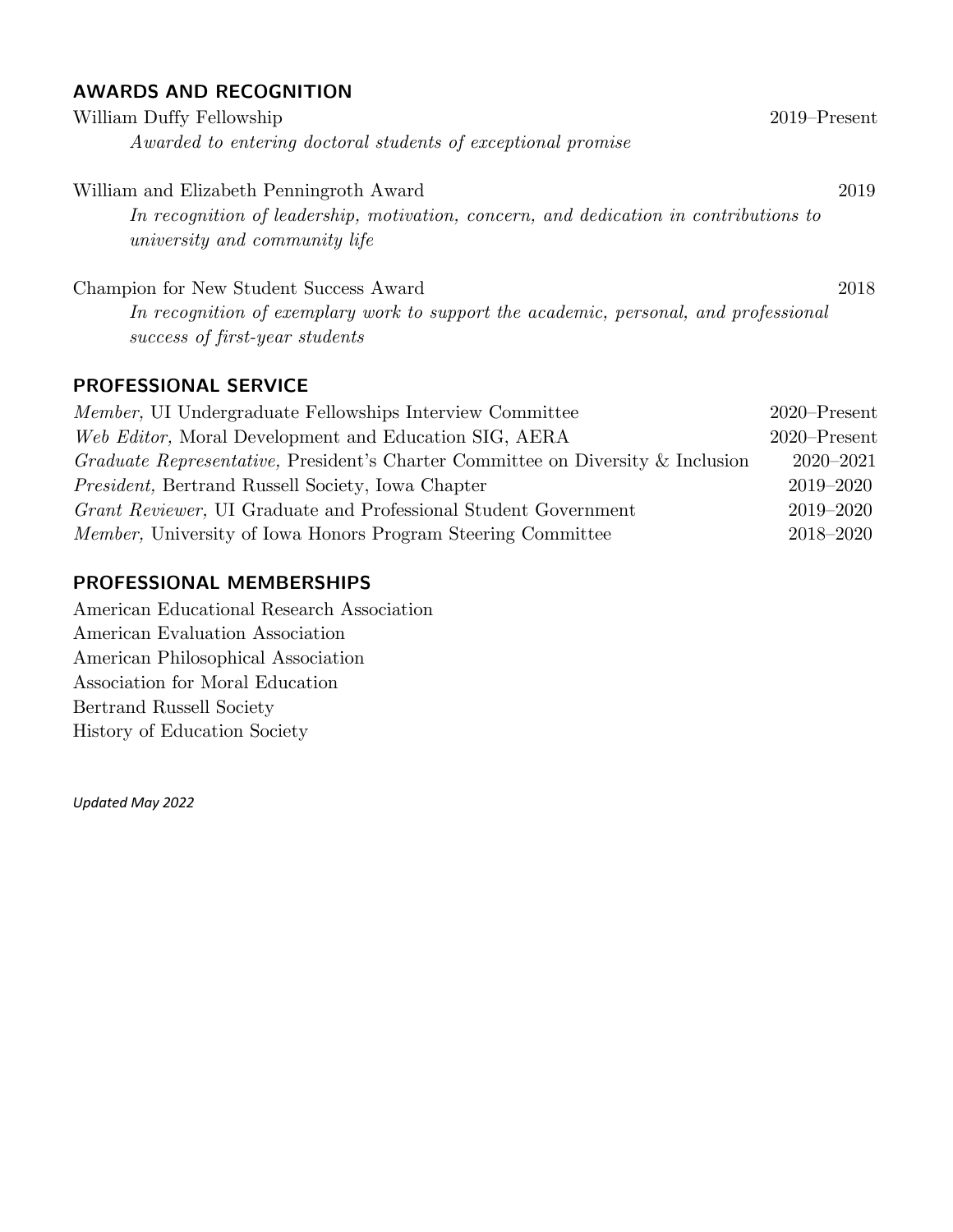## AWARDS AND RECOGNITION

William Duffy Fellowship 2019–Present
*Awarded to entering doctoral students of exceptional promise*

William and Elizabeth Penningroth Award 2019
*In recognition of leadership, motivation, concern, and dedication in contributions to university and community life*

Champion for New Student Success Award 2018
*In recognition of exemplary work to support the academic, personal, and professional success of first-year students*

## PROFESSIONAL SERVICE

*Member,* UI Undergraduate Fellowships Interview Committee 2020–Present
*Web Editor,* Moral Development and Education SIG, AERA 2020–Present
*Graduate Representative,* President's Charter Committee on Diversity & Inclusion 2020–2021
*President,* Bertrand Russell Society, Iowa Chapter 2019–2020
*Grant Reviewer,* UI Graduate and Professional Student Government 2019–2020
*Member,* University of Iowa Honors Program Steering Committee 2018–2020

## PROFESSIONAL MEMBERSHIPS

American Educational Research Association
American Evaluation Association
American Philosophical Association
Association for Moral Education
Bertrand Russell Society
History of Education Society

*Updated May 2022*